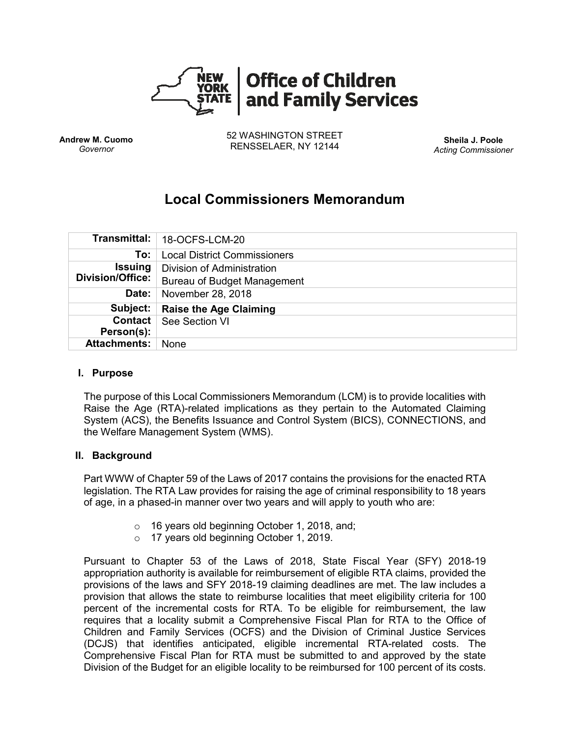**Office of Children and Family Services**

**Andrew M. Cuomo**
*Governor*

52 WASHINGTON STREET
RENSSELAER, NY 12144

**Sheila J. Poole**
*Acting Commissioner*

# Local Commissioners Memorandum

| | |
|---|---|
| **Transmittal:** | 18-OCFS-LCM-20 |
| **To:** | Local District Commissioners |
| **Issuing Division/Office:** | Division of Administration<br>Bureau of Budget Management |
| **Date:** | November 28, 2018 |
| **Subject:** | **Raise the Age Claiming** |
| **Contact Person(s):** | See Section VI |
| **Attachments:** | None |

## I. Purpose

The purpose of this Local Commissioners Memorandum (LCM) is to provide localities with Raise the Age (RTA)-related implications as they pertain to the Automated Claiming System (ACS), the Benefits Issuance and Control System (BICS), CONNECTIONS, and the Welfare Management System (WMS).

## II. Background

Part WWW of Chapter 59 of the Laws of 2017 contains the provisions for the enacted RTA legislation. The RTA Law provides for raising the age of criminal responsibility to 18 years of age, in a phased-in manner over two years and will apply to youth who are:

- 16 years old beginning October 1, 2018, and;
- 17 years old beginning October 1, 2019.

Pursuant to Chapter 53 of the Laws of 2018, State Fiscal Year (SFY) 2018-19 appropriation authority is available for reimbursement of eligible RTA claims, provided the provisions of the laws and SFY 2018-19 claiming deadlines are met. The law includes a provision that allows the state to reimburse localities that meet eligibility criteria for 100 percent of the incremental costs for RTA. To be eligible for reimbursement, the law requires that a locality submit a Comprehensive Fiscal Plan for RTA to the Office of Children and Family Services (OCFS) and the Division of Criminal Justice Services (DCJS) that identifies anticipated, eligible incremental RTA-related costs. The Comprehensive Fiscal Plan for RTA must be submitted to and approved by the state Division of the Budget for an eligible locality to be reimbursed for 100 percent of its costs.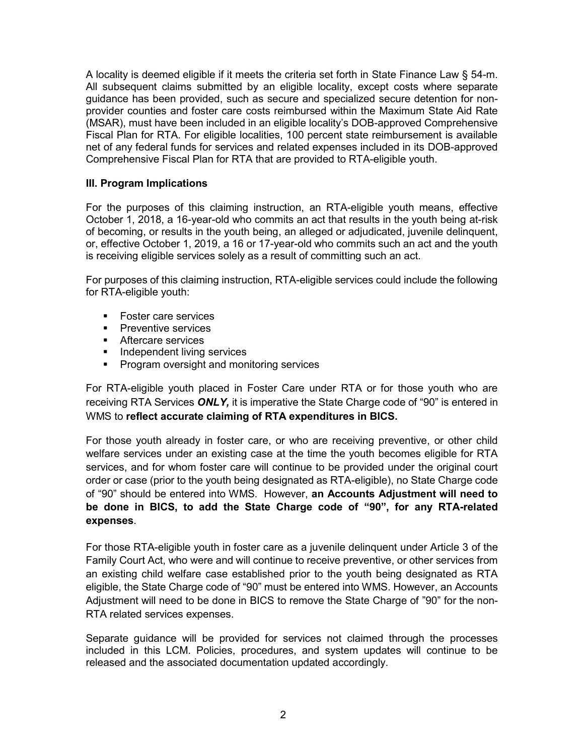A locality is deemed eligible if it meets the criteria set forth in State Finance Law § 54-m. All subsequent claims submitted by an eligible locality, except costs where separate guidance has been provided, such as secure and specialized secure detention for non-provider counties and foster care costs reimbursed within the Maximum State Aid Rate (MSAR), must have been included in an eligible locality's DOB-approved Comprehensive Fiscal Plan for RTA. For eligible localities, 100 percent state reimbursement is available net of any federal funds for services and related expenses included in its DOB-approved Comprehensive Fiscal Plan for RTA that are provided to RTA-eligible youth.

### III. Program Implications

For the purposes of this claiming instruction, an RTA-eligible youth means, effective October 1, 2018, a 16-year-old who commits an act that results in the youth being at-risk of becoming, or results in the youth being, an alleged or adjudicated, juvenile delinquent, or, effective October 1, 2019, a 16 or 17-year-old who commits such an act and the youth is receiving eligible services solely as a result of committing such an act.

For purposes of this claiming instruction, RTA-eligible services could include the following for RTA-eligible youth:

- Foster care services
- Preventive services
- Aftercare services
- Independent living services
- Program oversight and monitoring services

For RTA-eligible youth placed in Foster Care under RTA or for those youth who are receiving RTA Services ***ONLY,*** it is imperative the State Charge code of "90" is entered in WMS to **reflect accurate claiming of RTA expenditures in BICS.**

For those youth already in foster care, or who are receiving preventive, or other child welfare services under an existing case at the time the youth becomes eligible for RTA services, and for whom foster care will continue to be provided under the original court order or case (prior to the youth being designated as RTA-eligible), no State Charge code of "90" should be entered into WMS. However, **an Accounts Adjustment will need to be done in BICS, to add the State Charge code of "90", for any RTA-related expenses**.

For those RTA-eligible youth in foster care as a juvenile delinquent under Article 3 of the Family Court Act, who were and will continue to receive preventive, or other services from an existing child welfare case established prior to the youth being designated as RTA eligible, the State Charge code of "90" must be entered into WMS. However, an Accounts Adjustment will need to be done in BICS to remove the State Charge of "90" for the non-RTA related services expenses.

Separate guidance will be provided for services not claimed through the processes included in this LCM. Policies, procedures, and system updates will continue to be released and the associated documentation updated accordingly.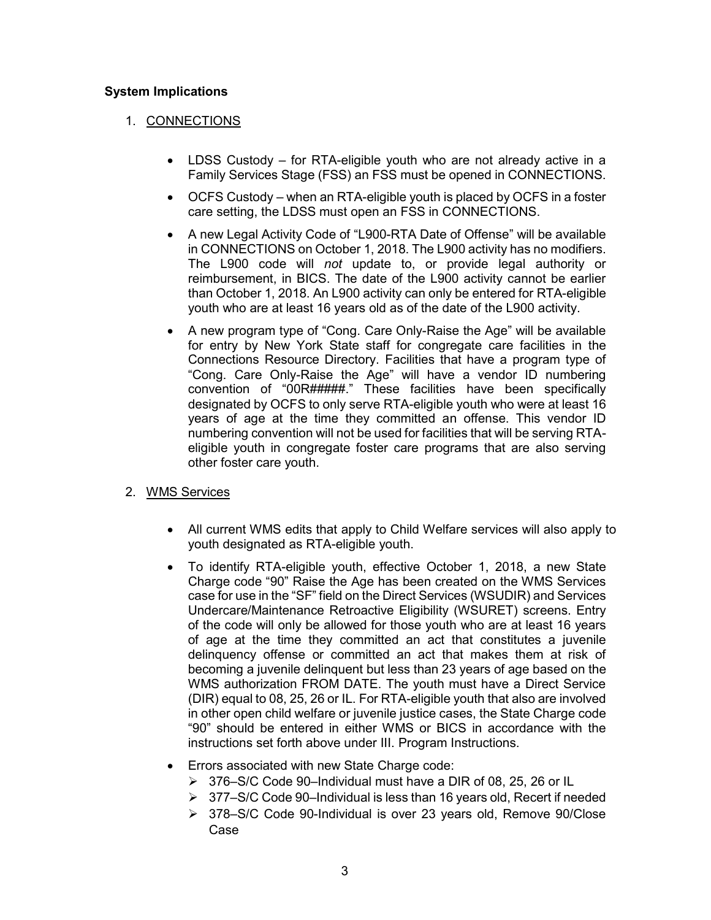**System Implications**

1. <u>CONNECTIONS</u>

   - LDSS Custody – for RTA-eligible youth who are not already active in a Family Services Stage (FSS) an FSS must be opened in CONNECTIONS.
   - OCFS Custody – when an RTA-eligible youth is placed by OCFS in a foster care setting, the LDSS must open an FSS in CONNECTIONS.
   - A new Legal Activity Code of "L900-RTA Date of Offense" will be available in CONNECTIONS on October 1, 2018. The L900 activity has no modifiers. The L900 code will *not* update to, or provide legal authority or reimbursement, in BICS. The date of the L900 activity cannot be earlier than October 1, 2018. An L900 activity can only be entered for RTA-eligible youth who are at least 16 years old as of the date of the L900 activity.
   - A new program type of "Cong. Care Only-Raise the Age" will be available for entry by New York State staff for congregate care facilities in the Connections Resource Directory. Facilities that have a program type of "Cong. Care Only-Raise the Age" will have a vendor ID numbering convention of "00R#####." These facilities have been specifically designated by OCFS to only serve RTA-eligible youth who were at least 16 years of age at the time they committed an offense. This vendor ID numbering convention will not be used for facilities that will be serving RTA-eligible youth in congregate foster care programs that are also serving other foster care youth.

2. <u>WMS Services</u>

   - All current WMS edits that apply to Child Welfare services will also apply to youth designated as RTA-eligible youth.
   - To identify RTA-eligible youth, effective October 1, 2018, a new State Charge code "90" Raise the Age has been created on the WMS Services case for use in the "SF" field on the Direct Services (WSUDIR) and Services Undercare/Maintenance Retroactive Eligibility (WSURET) screens. Entry of the code will only be allowed for those youth who are at least 16 years of age at the time they committed an act that constitutes a juvenile delinquency offense or committed an act that makes them at risk of becoming a juvenile delinquent but less than 23 years of age based on the WMS authorization FROM DATE. The youth must have a Direct Service (DIR) equal to 08, 25, 26 or IL. For RTA-eligible youth that also are involved in other open child welfare or juvenile justice cases, the State Charge code "90" should be entered in either WMS or BICS in accordance with the instructions set forth above under III. Program Instructions.
   - Errors associated with new State Charge code:
     - 376–S/C Code 90–Individual must have a DIR of 08, 25, 26 or IL
     - 377–S/C Code 90–Individual is less than 16 years old, Recert if needed
     - 378–S/C Code 90-Individual is over 23 years old, Remove 90/Close Case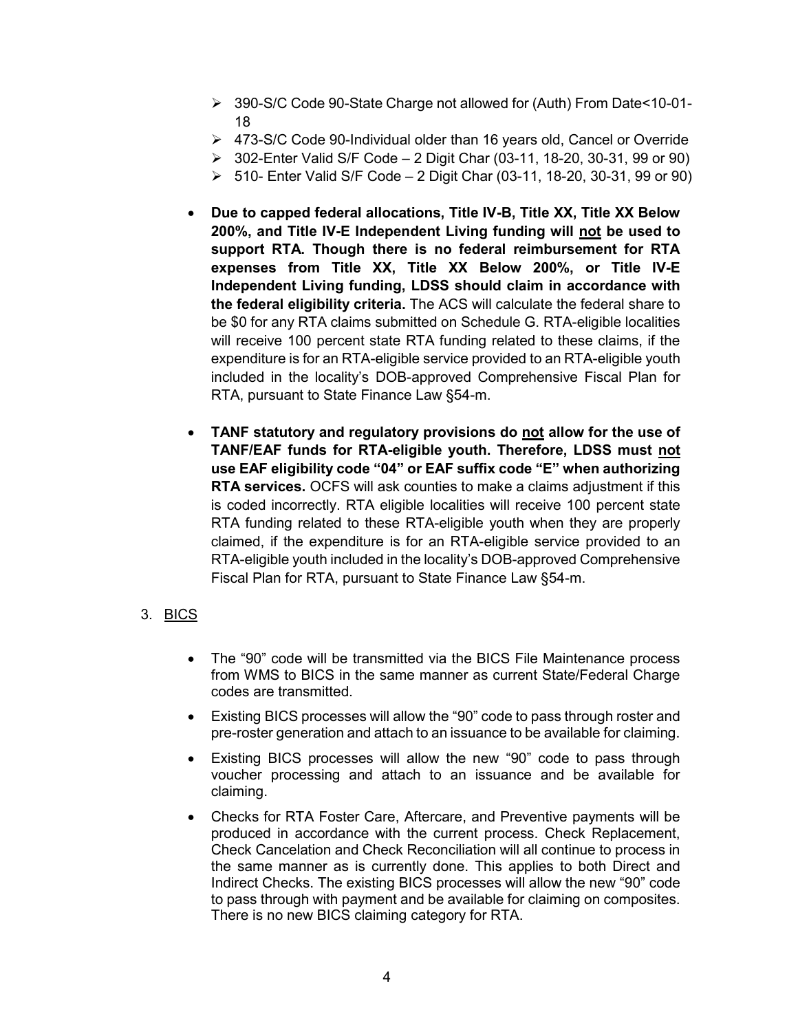- 390-S/C Code 90-State Charge not allowed for (Auth) From Date<10-01-18
- 473-S/C Code 90-Individual older than 16 years old, Cancel or Override
- 302-Enter Valid S/F Code – 2 Digit Char (03-11, 18-20, 30-31, 99 or 90)
- 510- Enter Valid S/F Code – 2 Digit Char (03-11, 18-20, 30-31, 99 or 90)

- **Due to capped federal allocations, Title IV-B, Title XX, Title XX Below 200%, and Title IV-E Independent Living funding will not be used to support RTA. Though there is no federal reimbursement for RTA expenses from Title XX, Title XX Below 200%, or Title IV-E Independent Living funding, LDSS should claim in accordance with the federal eligibility criteria.** The ACS will calculate the federal share to be $0 for any RTA claims submitted on Schedule G. RTA-eligible localities will receive 100 percent state RTA funding related to these claims, if the expenditure is for an RTA-eligible service provided to an RTA-eligible youth included in the locality's DOB-approved Comprehensive Fiscal Plan for RTA, pursuant to State Finance Law §54-m.

- **TANF statutory and regulatory provisions do not allow for the use of TANF/EAF funds for RTA-eligible youth. Therefore, LDSS must not use EAF eligibility code "04" or EAF suffix code "E" when authorizing RTA services.** OCFS will ask counties to make a claims adjustment if this is coded incorrectly. RTA eligible localities will receive 100 percent state RTA funding related to these RTA-eligible youth when they are properly claimed, if the expenditure is for an RTA-eligible service provided to an RTA-eligible youth included in the locality's DOB-approved Comprehensive Fiscal Plan for RTA, pursuant to State Finance Law §54-m.

3. BICS

- The "90" code will be transmitted via the BICS File Maintenance process from WMS to BICS in the same manner as current State/Federal Charge codes are transmitted.
- Existing BICS processes will allow the "90" code to pass through roster and pre-roster generation and attach to an issuance to be available for claiming.
- Existing BICS processes will allow the new "90" code to pass through voucher processing and attach to an issuance and be available for claiming.
- Checks for RTA Foster Care, Aftercare, and Preventive payments will be produced in accordance with the current process. Check Replacement, Check Cancelation and Check Reconciliation will all continue to process in the same manner as is currently done. This applies to both Direct and Indirect Checks. The existing BICS processes will allow the new "90" code to pass through with payment and be available for claiming on composites. There is no new BICS claiming category for RTA.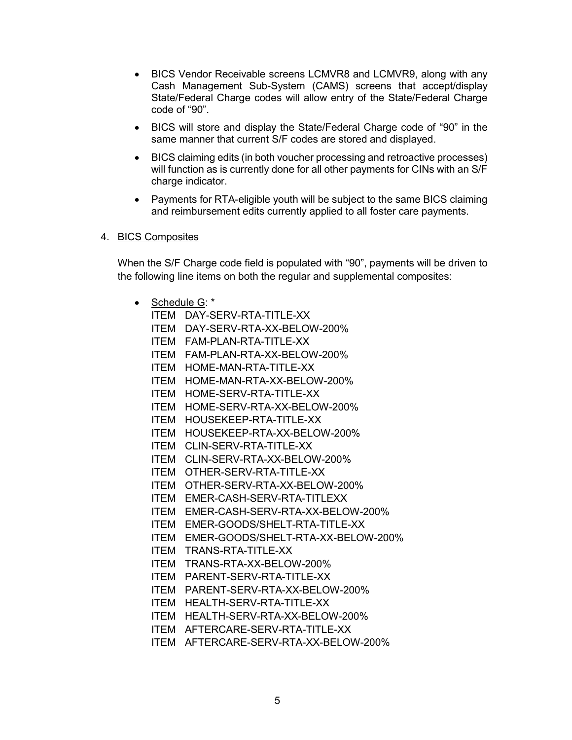- BICS Vendor Receivable screens LCMVR8 and LCMVR9, along with any Cash Management Sub-System (CAMS) screens that accept/display State/Federal Charge codes will allow entry of the State/Federal Charge code of "90".
- BICS will store and display the State/Federal Charge code of "90" in the same manner that current S/F codes are stored and displayed.
- BICS claiming edits (in both voucher processing and retroactive processes) will function as is currently done for all other payments for CINs with an S/F charge indicator.
- Payments for RTA-eligible youth will be subject to the same BICS claiming and reimbursement edits currently applied to all foster care payments.

4. <u>BICS Composites</u>

When the S/F Charge code field is populated with "90", payments will be driven to the following line items on both the regular and supplemental composites:

- <u>Schedule G</u>: *
  ITEM DAY-SERV-RTA-TITLE-XX
  ITEM DAY-SERV-RTA-XX-BELOW-200%
  ITEM FAM-PLAN-RTA-TITLE-XX
  ITEM FAM-PLAN-RTA-XX-BELOW-200%
  ITEM HOME-MAN-RTA-TITLE-XX
  ITEM HOME-MAN-RTA-XX-BELOW-200%
  ITEM HOME-SERV-RTA-TITLE-XX
  ITEM HOME-SERV-RTA-XX-BELOW-200%
  ITEM HOUSEKEEP-RTA-TITLE-XX
  ITEM HOUSEKEEP-RTA-XX-BELOW-200%
  ITEM CLIN-SERV-RTA-TITLE-XX
  ITEM CLIN-SERV-RTA-XX-BELOW-200%
  ITEM OTHER-SERV-RTA-TITLE-XX
  ITEM OTHER-SERV-RTA-XX-BELOW-200%
  ITEM EMER-CASH-SERV-RTA-TITLEXX
  ITEM EMER-CASH-SERV-RTA-XX-BELOW-200%
  ITEM EMER-GOODS/SHELT-RTA-TITLE-XX
  ITEM EMER-GOODS/SHELT-RTA-XX-BELOW-200%
  ITEM TRANS-RTA-TITLE-XX
  ITEM TRANS-RTA-XX-BELOW-200%
  ITEM PARENT-SERV-RTA-TITLE-XX
  ITEM PARENT-SERV-RTA-XX-BELOW-200%
  ITEM HEALTH-SERV-RTA-TITLE-XX
  ITEM HEALTH-SERV-RTA-XX-BELOW-200%
  ITEM AFTERCARE-SERV-RTA-TITLE-XX
  ITEM AFTERCARE-SERV-RTA-XX-BELOW-200%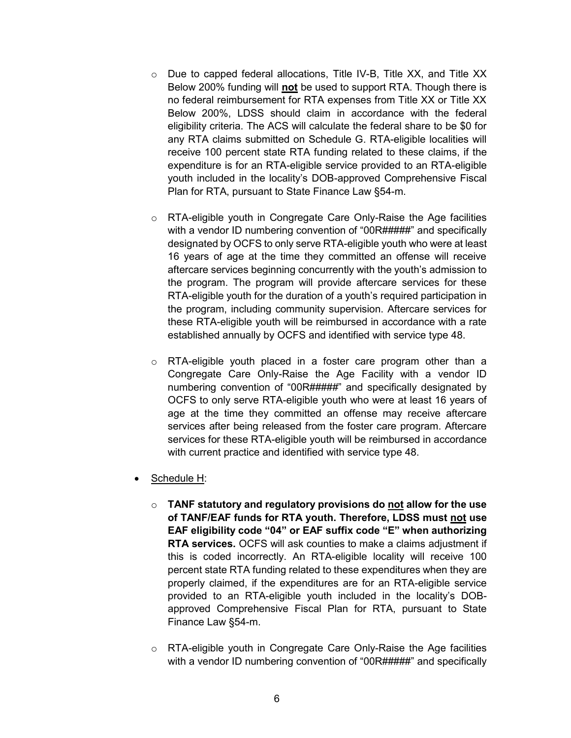- Due to capped federal allocations, Title IV-B, Title XX, and Title XX Below 200% funding will **not** be used to support RTA. Though there is no federal reimbursement for RTA expenses from Title XX or Title XX Below 200%, LDSS should claim in accordance with the federal eligibility criteria. The ACS will calculate the federal share to be $0 for any RTA claims submitted on Schedule G. RTA-eligible localities will receive 100 percent state RTA funding related to these claims, if the expenditure is for an RTA-eligible service provided to an RTA-eligible youth included in the locality's DOB-approved Comprehensive Fiscal Plan for RTA, pursuant to State Finance Law §54-m.

  - RTA-eligible youth in Congregate Care Only-Raise the Age facilities with a vendor ID numbering convention of "00R#####" and specifically designated by OCFS to only serve RTA-eligible youth who were at least 16 years of age at the time they committed an offense will receive aftercare services beginning concurrently with the youth's admission to the program. The program will provide aftercare services for these RTA-eligible youth for the duration of a youth's required participation in the program, including community supervision. Aftercare services for these RTA-eligible youth will be reimbursed in accordance with a rate established annually by OCFS and identified with service type 48.

  - RTA-eligible youth placed in a foster care program other than a Congregate Care Only-Raise the Age Facility with a vendor ID numbering convention of "00R#####" and specifically designated by OCFS to only serve RTA-eligible youth who were at least 16 years of age at the time they committed an offense may receive aftercare services after being released from the foster care program. Aftercare services for these RTA-eligible youth will be reimbursed in accordance with current practice and identified with service type 48.

- Schedule H:

  - **TANF statutory and regulatory provisions do not allow for the use of TANF/EAF funds for RTA youth. Therefore, LDSS must not use EAF eligibility code "04" or EAF suffix code "E" when authorizing RTA services.** OCFS will ask counties to make a claims adjustment if this is coded incorrectly. An RTA-eligible locality will receive 100 percent state RTA funding related to these expenditures when they are properly claimed, if the expenditures are for an RTA-eligible service provided to an RTA-eligible youth included in the locality's DOB-approved Comprehensive Fiscal Plan for RTA, pursuant to State Finance Law §54-m.

  - RTA-eligible youth in Congregate Care Only-Raise the Age facilities with a vendor ID numbering convention of "00R#####" and specifically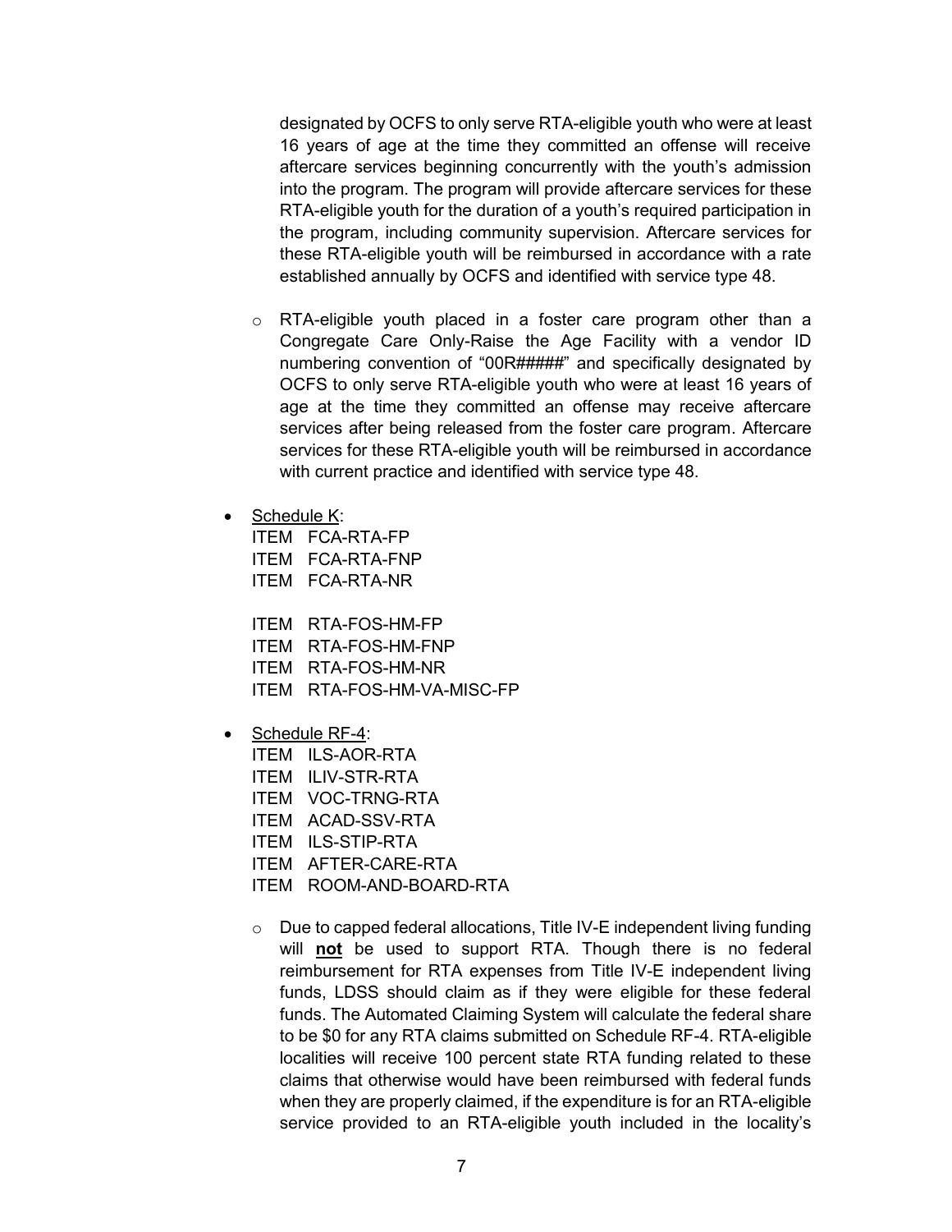designated by OCFS to only serve RTA-eligible youth who were at least 16 years of age at the time they committed an offense will receive aftercare services beginning concurrently with the youth's admission into the program. The program will provide aftercare services for these RTA-eligible youth for the duration of a youth's required participation in the program, including community supervision. Aftercare services for these RTA-eligible youth will be reimbursed in accordance with a rate established annually by OCFS and identified with service type 48.

  - RTA-eligible youth placed in a foster care program other than a Congregate Care Only-Raise the Age Facility with a vendor ID numbering convention of "00R#####" and specifically designated by OCFS to only serve RTA-eligible youth who were at least 16 years of age at the time they committed an offense may receive aftercare services after being released from the foster care program. Aftercare services for these RTA-eligible youth will be reimbursed in accordance with current practice and identified with service type 48.

- Schedule K:
  ITEM FCA-RTA-FP
  ITEM FCA-RTA-FNP
  ITEM FCA-RTA-NR

  ITEM RTA-FOS-HM-FP
  ITEM RTA-FOS-HM-FNP
  ITEM RTA-FOS-HM-NR
  ITEM RTA-FOS-HM-VA-MISC-FP

- Schedule RF-4:
  ITEM ILS-AOR-RTA
  ITEM ILIV-STR-RTA
  ITEM VOC-TRNG-RTA
  ITEM ACAD-SSV-RTA
  ITEM ILS-STIP-RTA
  ITEM AFTER-CARE-RTA
  ITEM ROOM-AND-BOARD-RTA

  - Due to capped federal allocations, Title IV-E independent living funding will **not** be used to support RTA. Though there is no federal reimbursement for RTA expenses from Title IV-E independent living funds, LDSS should claim as if they were eligible for these federal funds. The Automated Claiming System will calculate the federal share to be $0 for any RTA claims submitted on Schedule RF-4. RTA-eligible localities will receive 100 percent state RTA funding related to these claims that otherwise would have been reimbursed with federal funds when they are properly claimed, if the expenditure is for an RTA-eligible service provided to an RTA-eligible youth included in the locality's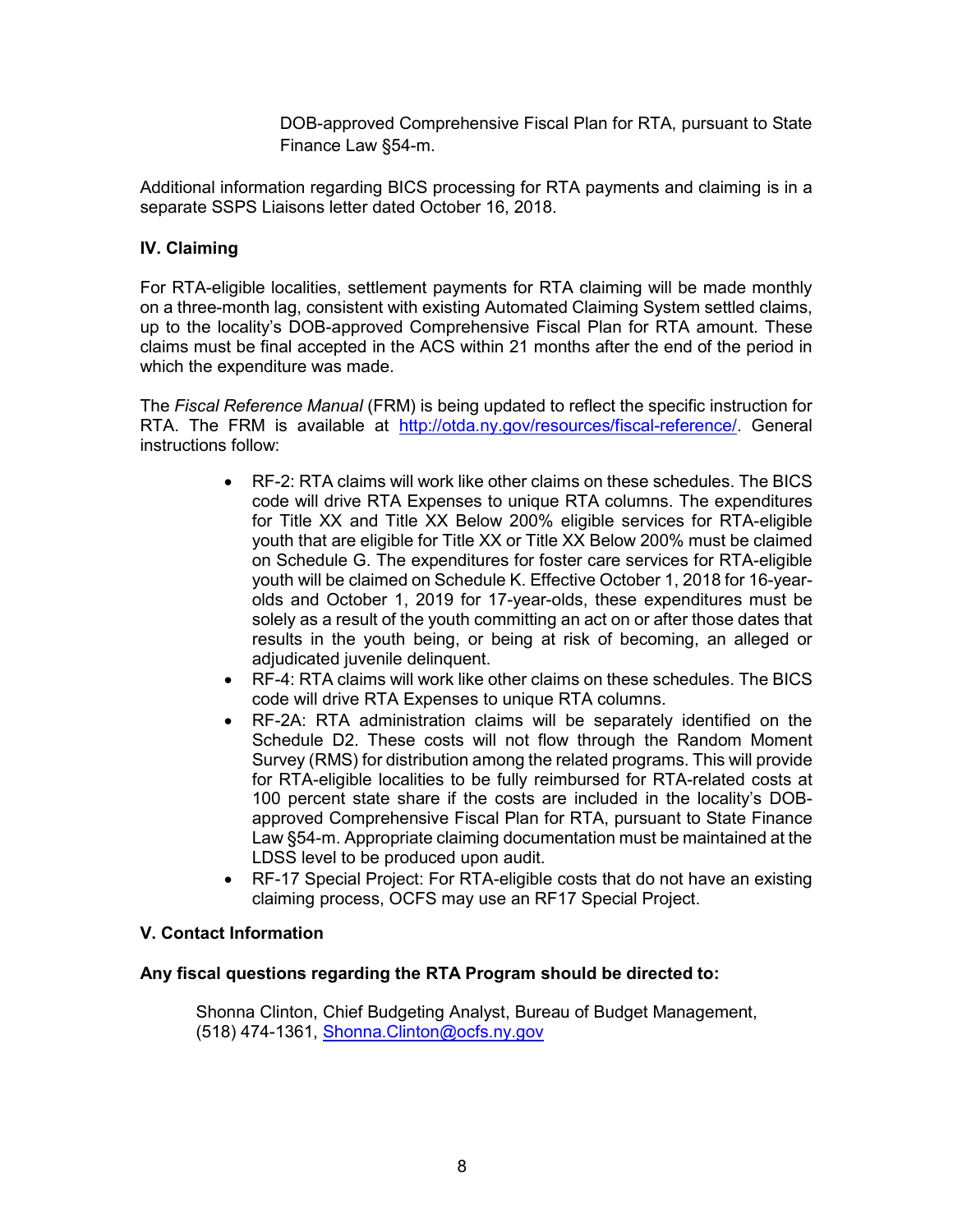DOB-approved Comprehensive Fiscal Plan for RTA, pursuant to State Finance Law §54-m.

Additional information regarding BICS processing for RTA payments and claiming is in a separate SSPS Liaisons letter dated October 16, 2018.

### IV. Claiming

For RTA-eligible localities, settlement payments for RTA claiming will be made monthly on a three-month lag, consistent with existing Automated Claiming System settled claims, up to the locality's DOB-approved Comprehensive Fiscal Plan for RTA amount. These claims must be final accepted in the ACS within 21 months after the end of the period in which the expenditure was made.

The *Fiscal Reference Manual* (FRM) is being updated to reflect the specific instruction for RTA. The FRM is available at [http://otda.ny.gov/resources/fiscal-reference/](http://otda.ny.gov/resources/fiscal-reference/). General instructions follow:

- RF-2: RTA claims will work like other claims on these schedules. The BICS code will drive RTA Expenses to unique RTA columns. The expenditures for Title XX and Title XX Below 200% eligible services for RTA-eligible youth that are eligible for Title XX or Title XX Below 200% must be claimed on Schedule G. The expenditures for foster care services for RTA-eligible youth will be claimed on Schedule K. Effective October 1, 2018 for 16-year-olds and October 1, 2019 for 17-year-olds, these expenditures must be solely as a result of the youth committing an act on or after those dates that results in the youth being, or being at risk of becoming, an alleged or adjudicated juvenile delinquent.
- RF-4: RTA claims will work like other claims on these schedules. The BICS code will drive RTA Expenses to unique RTA columns.
- RF-2A: RTA administration claims will be separately identified on the Schedule D2. These costs will not flow through the Random Moment Survey (RMS) for distribution among the related programs. This will provide for RTA-eligible localities to be fully reimbursed for RTA-related costs at 100 percent state share if the costs are included in the locality's DOB-approved Comprehensive Fiscal Plan for RTA, pursuant to State Finance Law §54-m. Appropriate claiming documentation must be maintained at the LDSS level to be produced upon audit.
- RF-17 Special Project: For RTA-eligible costs that do not have an existing claiming process, OCFS may use an RF17 Special Project.

### V. Contact Information

**Any fiscal questions regarding the RTA Program should be directed to:**

Shonna Clinton, Chief Budgeting Analyst, Bureau of Budget Management, (518) 474-1361, [Shonna.Clinton@ocfs.ny.gov](mailto:Shonna.Clinton@ocfs.ny.gov)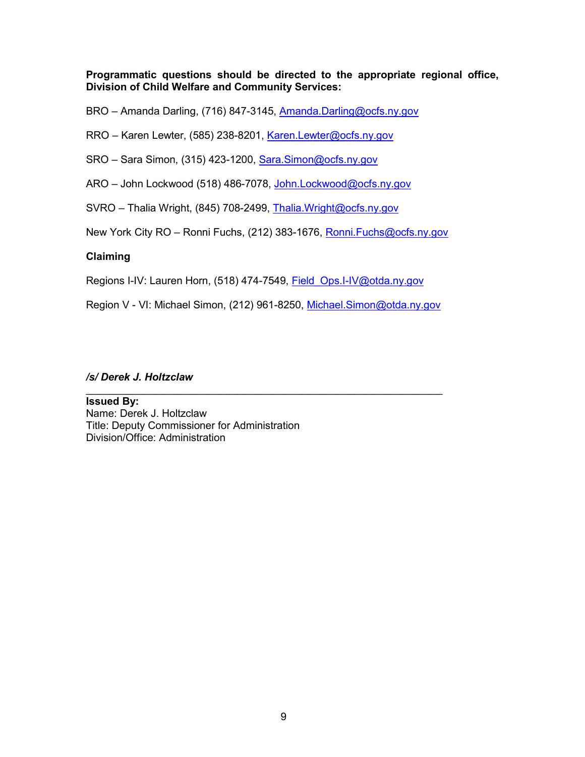**Programmatic questions should be directed to the appropriate regional office, Division of Child Welfare and Community Services:**

BRO – Amanda Darling, (716) 847-3145, Amanda.Darling@ocfs.ny.gov

RRO – Karen Lewter, (585) 238-8201, Karen.Lewter@ocfs.ny.gov

SRO – Sara Simon, (315) 423-1200, Sara.Simon@ocfs.ny.gov

ARO – John Lockwood (518) 486-7078, John.Lockwood@ocfs.ny.gov

SVRO – Thalia Wright, (845) 708-2499, Thalia.Wright@ocfs.ny.gov

New York City RO – Ronni Fuchs, (212) 383-1676, Ronni.Fuchs@ocfs.ny.gov

**Claiming**

Regions I-IV: Lauren Horn, (518) 474-7549, Field_Ops.I-IV@otda.ny.gov

Region V - VI: Michael Simon, (212) 961-8250, Michael.Simon@otda.ny.gov

***/s/ Derek J. Holtzclaw***

---

**Issued By:**
Name: Derek J. Holtzclaw
Title: Deputy Commissioner for Administration
Division/Office: Administration